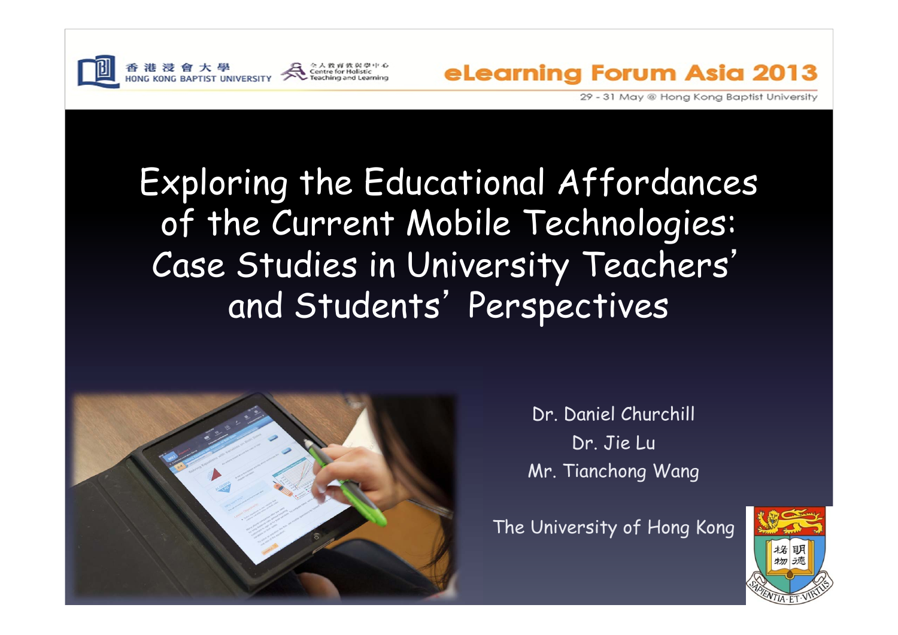香港浸會大學 HONG KONG BAPTIST UNIVERSITY

全人教育與學中心 Centre for Holistic Teaching and Learning

eLearning Forum Asia 2013

29 - 31 May @ Hong Kong Baptist University

# Exploring the Educational Affordances of the Current Mobile Technologies: Case Studies in University Teachers' and Students' Perspectives

Dr. Daniel Churchill

Dr. Jie Lu

Mr. Tianchong Wang

The University of Hong Kong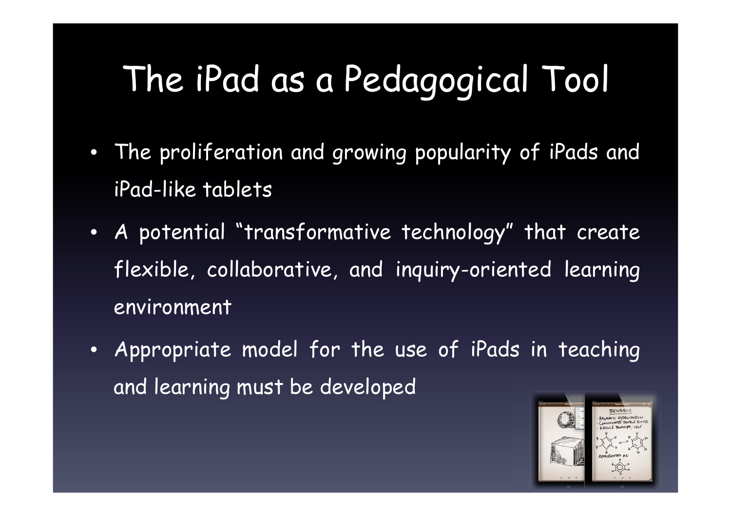# The iPad as a Pedagogical Tool

- The proliferation and growing popularity of iPads and iPad-like tablets
- A potential "transformative technology" that create flexible, collaborative, and inquiry-oriented learning environment
- Appropriate model for the use of iPads in teaching and learning must be developed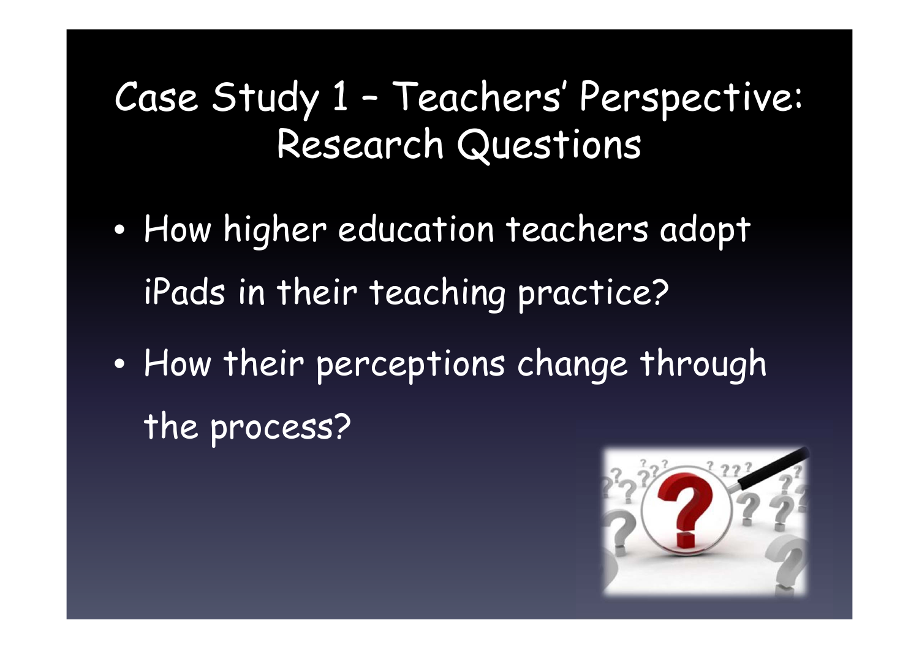# Case Study 1 – Teachers' Perspective: Research Questions

- How higher education teachers adopt iPads in their teaching practice?
- How their perceptions change through the process?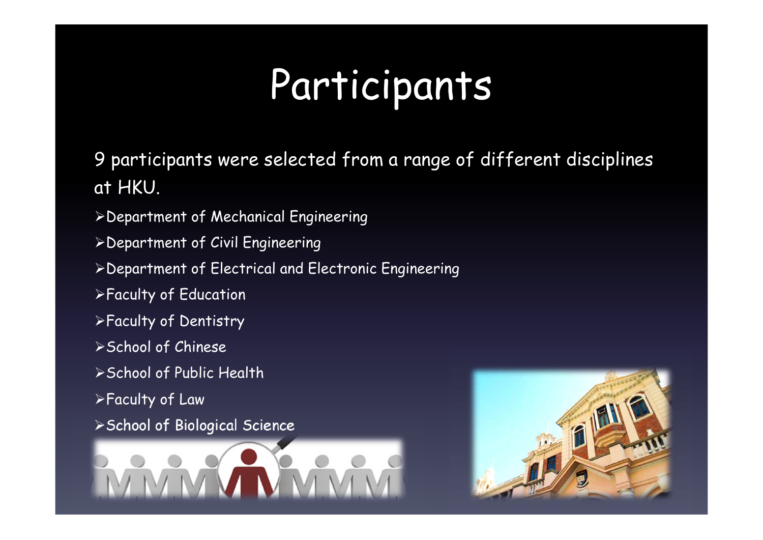# Participants

9 participants were selected from a range of different disciplines at HKU.

- Department of Mechanical Engineering
- Department of Civil Engineering
- Department of Electrical and Electronic Engineering
- Faculty of Education
- Faculty of Dentistry
- School of Chinese
- School of Public Health
- Faculty of Law
- School of Biological Science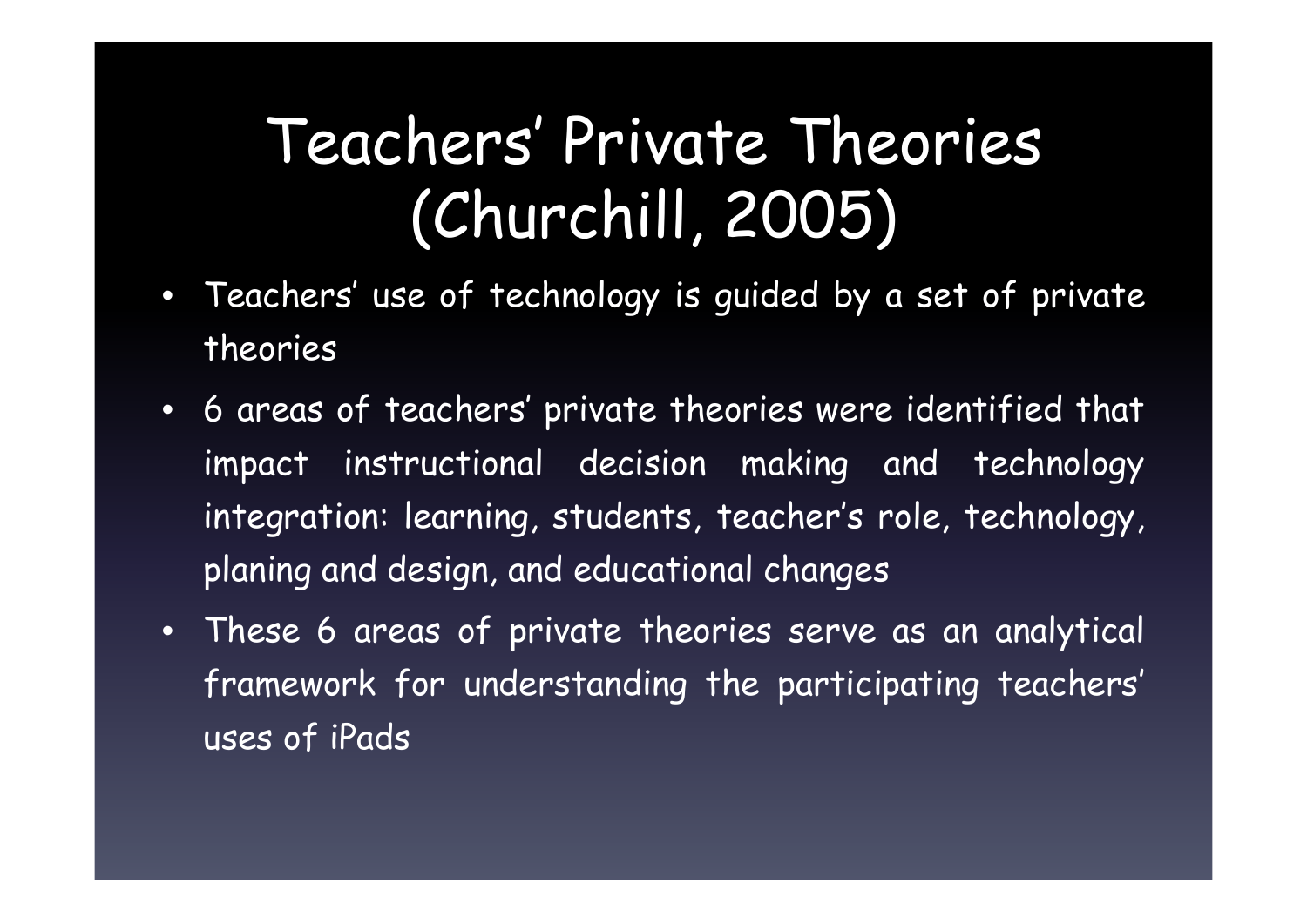# Teachers' Private Theories (Churchill, 2005)

- Teachers' use of technology is guided by a set of private theories
- 6 areas of teachers' private theories were identified that impact instructional decision making and technology integration: learning, students, teacher's role, technology, planing and design, and educational changes
- These 6 areas of private theories serve as an analytical framework for understanding the participating teachers' uses of iPads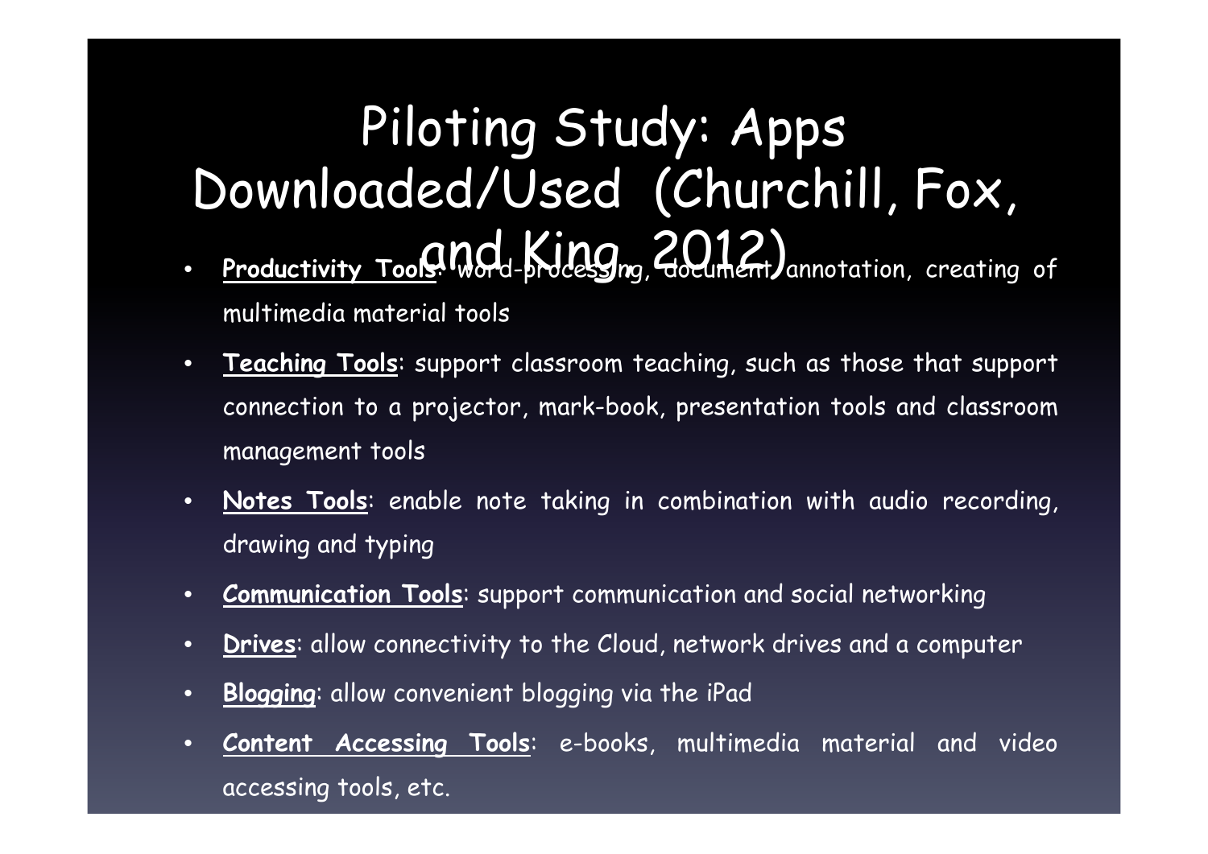# Piloting Study: Apps Downloaded/Used (Churchill, Fox, and King, 2012)

- **Productivity Tools**: word-processing, document annotation, creating of multimedia material tools
- **Teaching Tools**: support classroom teaching, such as those that support connection to a projector, mark-book, presentation tools and classroom management tools
- **Notes Tools**: enable note taking in combination with audio recording, drawing and typing
- **Communication Tools**: support communication and social networking
- **Drives**: allow connectivity to the Cloud, network drives and a computer
- **Blogging**: allow convenient blogging via the iPad
- **Content Accessing Tools**: e-books, multimedia material and video accessing tools, etc.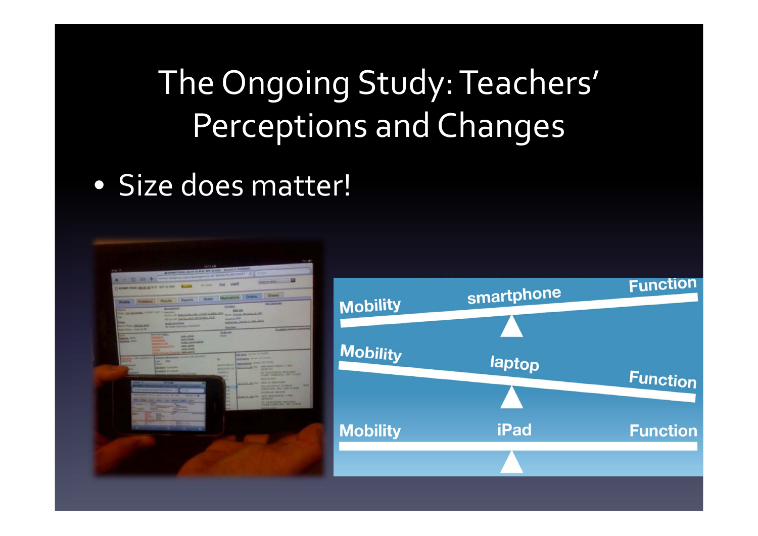# The Ongoing Study: Teachers' Perceptions and Changes

- Size does matter!

Mobility — smartphone — Function

Mobility — laptop — Function

Mobility — iPad — Function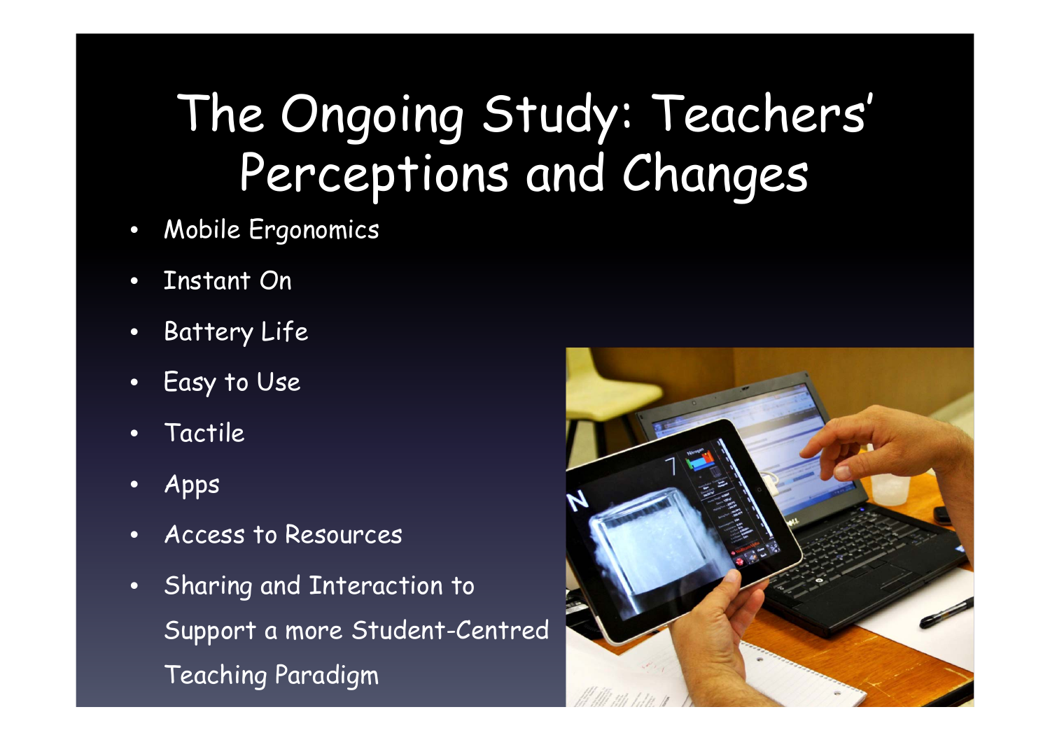# The Ongoing Study: Teachers' Perceptions and Changes

- Mobile Ergonomics
- Instant On
- Battery Life
- Easy to Use
- Tactile
- Apps
- Access to Resources
- Sharing and Interaction to Support a more Student-Centred Teaching Paradigm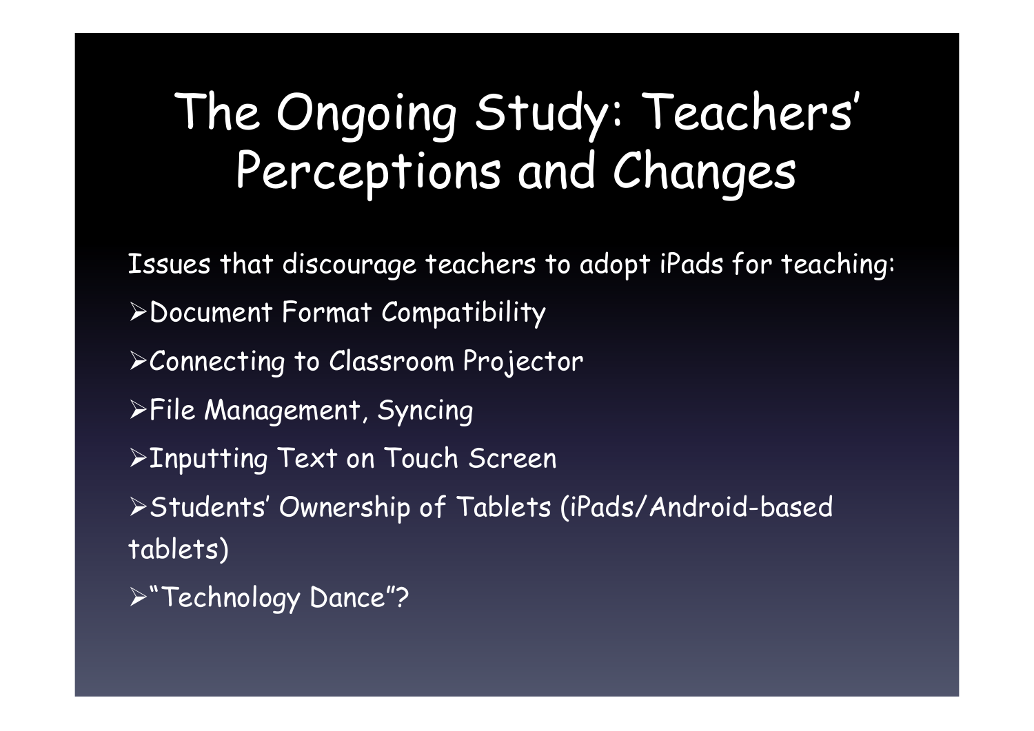# The Ongoing Study: Teachers' Perceptions and Changes

Issues that discourage teachers to adopt iPads for teaching:

- Document Format Compatibility
- Connecting to Classroom Projector
- File Management, Syncing
- Inputting Text on Touch Screen
- Students' Ownership of Tablets (iPads/Android-based tablets)
- "Technology Dance"?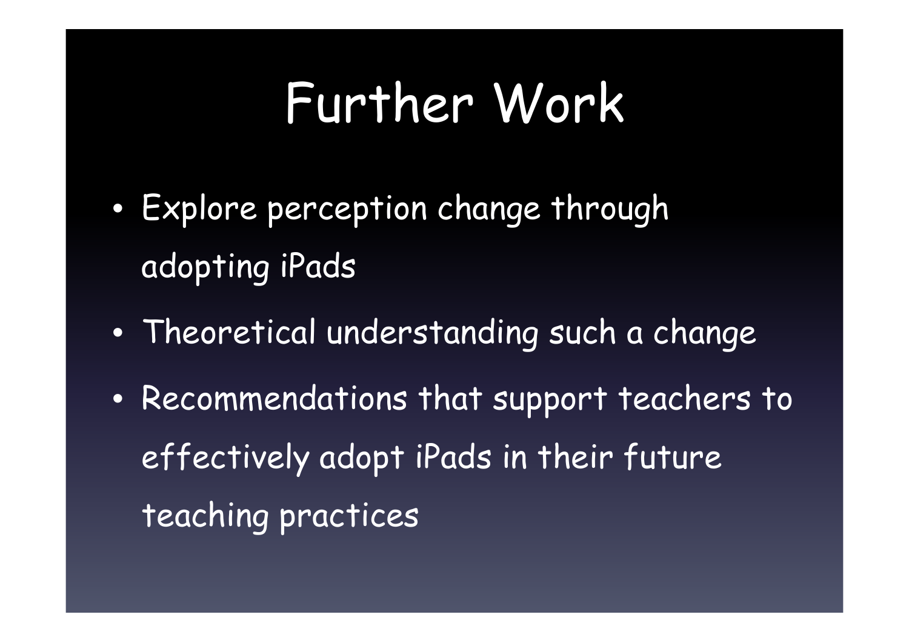# Further Work

- Explore perception change through adopting iPads
- Theoretical understanding such a change
- Recommendations that support teachers to effectively adopt iPads in their future teaching practices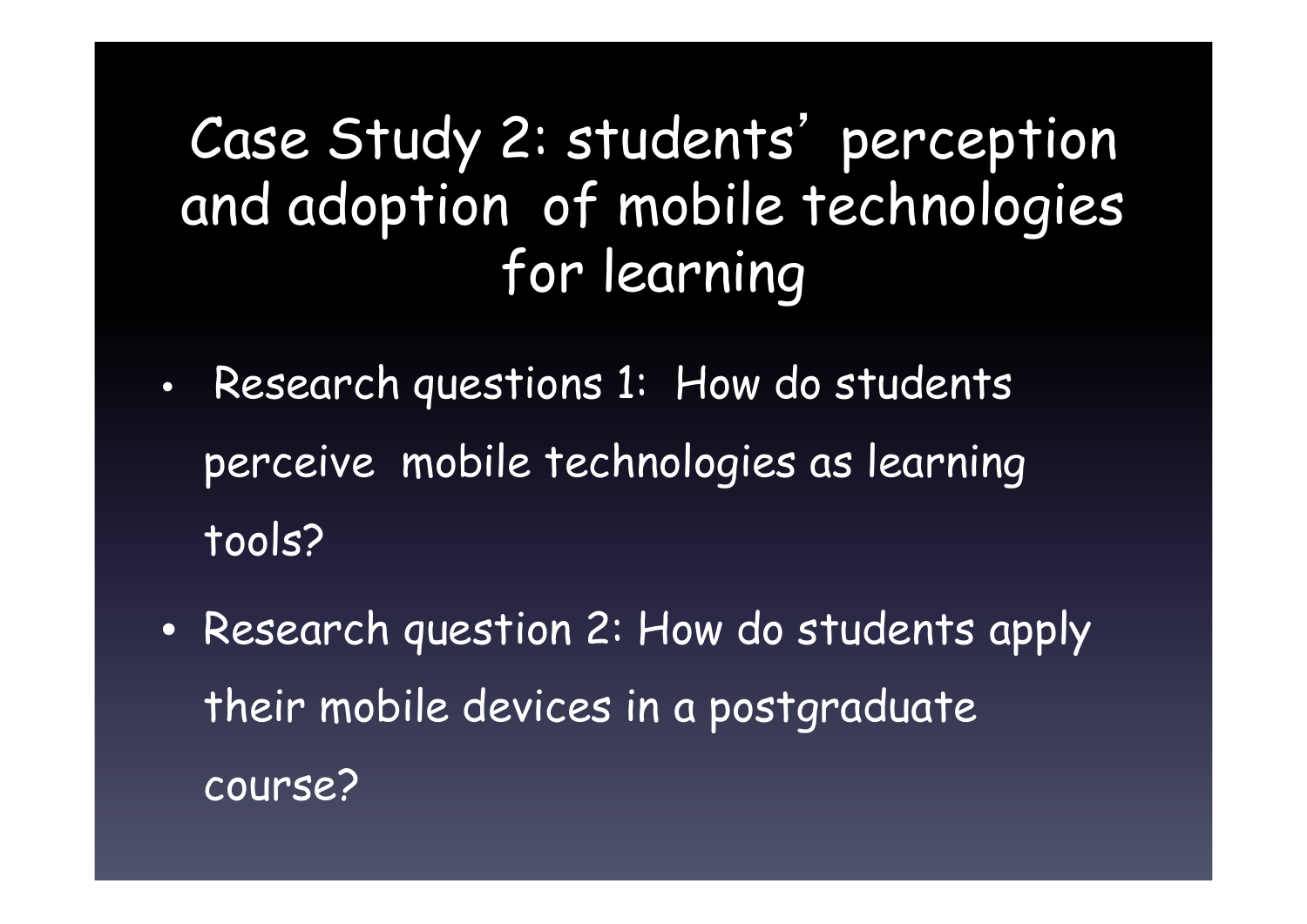# Case Study 2: students' perception and adoption of mobile technologies for learning

- Research questions 1: How do students perceive mobile technologies as learning tools?
- Research question 2: How do students apply their mobile devices in a postgraduate course?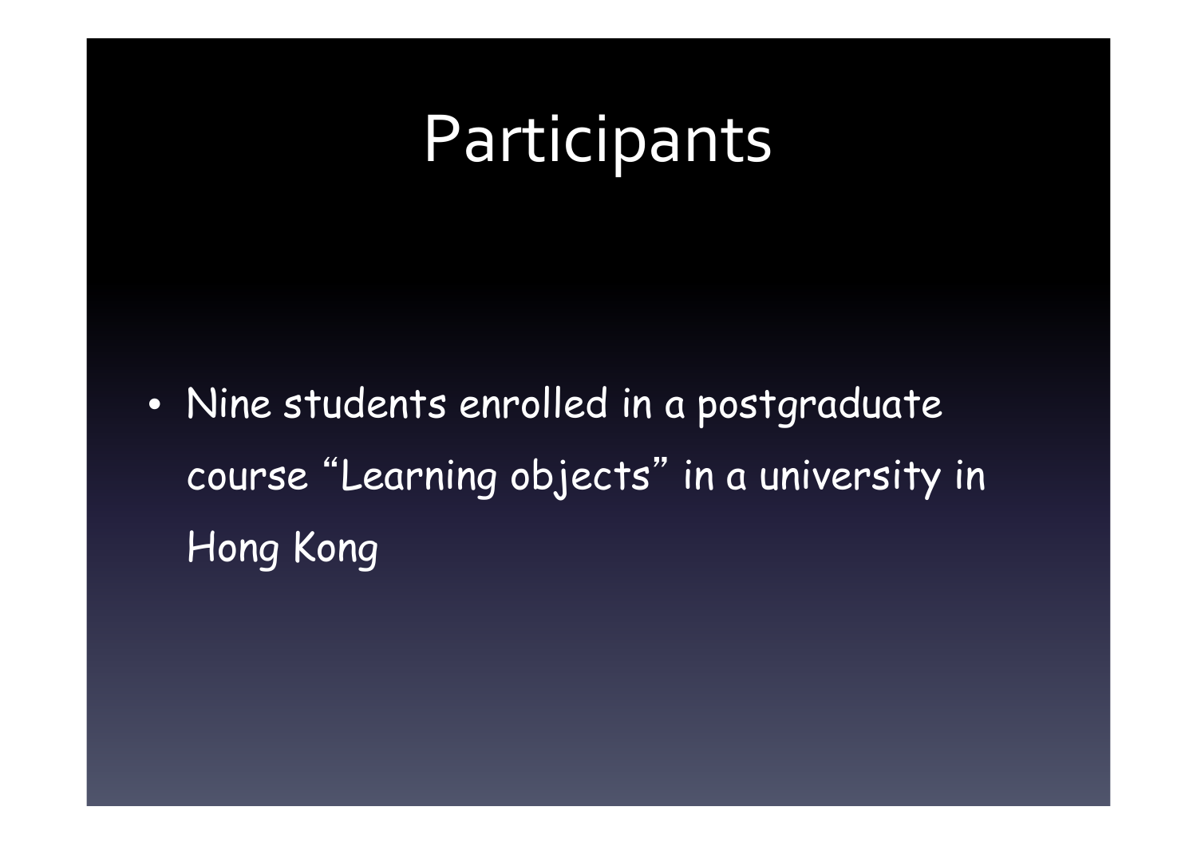# Participants

- Nine students enrolled in a postgraduate course "Learning objects" in a university in Hong Kong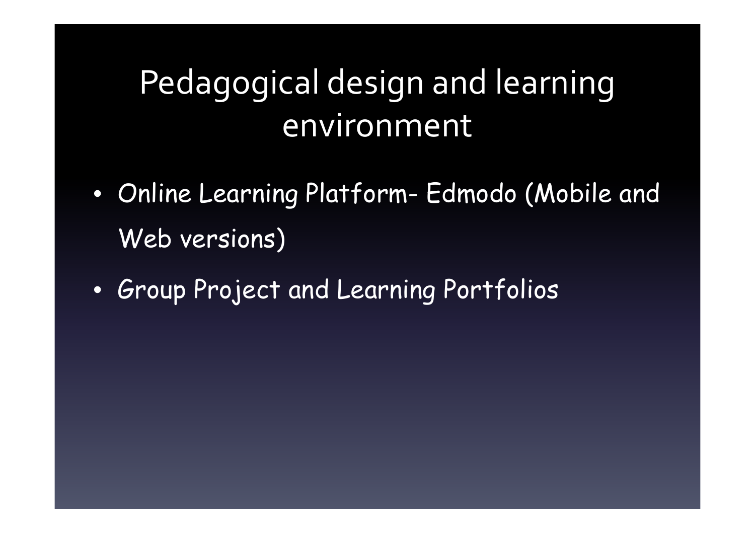# Pedagogical design and learning environment

- Online Learning Platform- Edmodo (Mobile and Web versions)
- Group Project and Learning Portfolios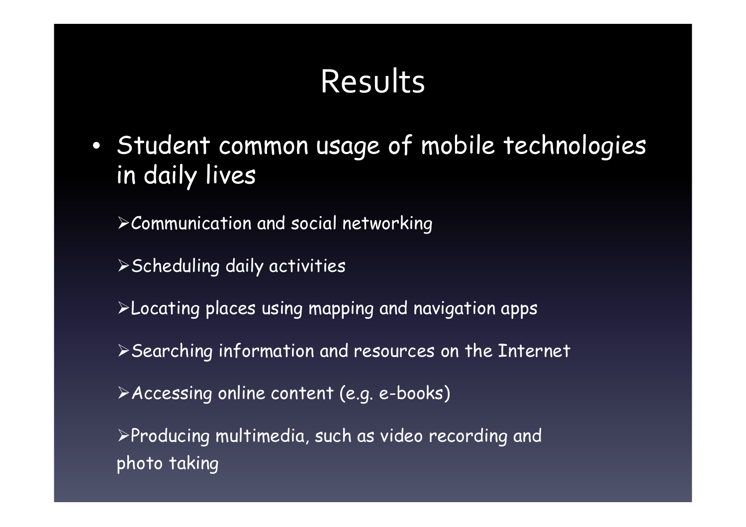# Results

- Student common usage of mobile technologies in daily lives
  - Communication and social networking
  - Scheduling daily activities
  - Locating places using mapping and navigation apps
  - Searching information and resources on the Internet
  - Accessing online content (e.g. e-books)
  - Producing multimedia, such as video recording and photo taking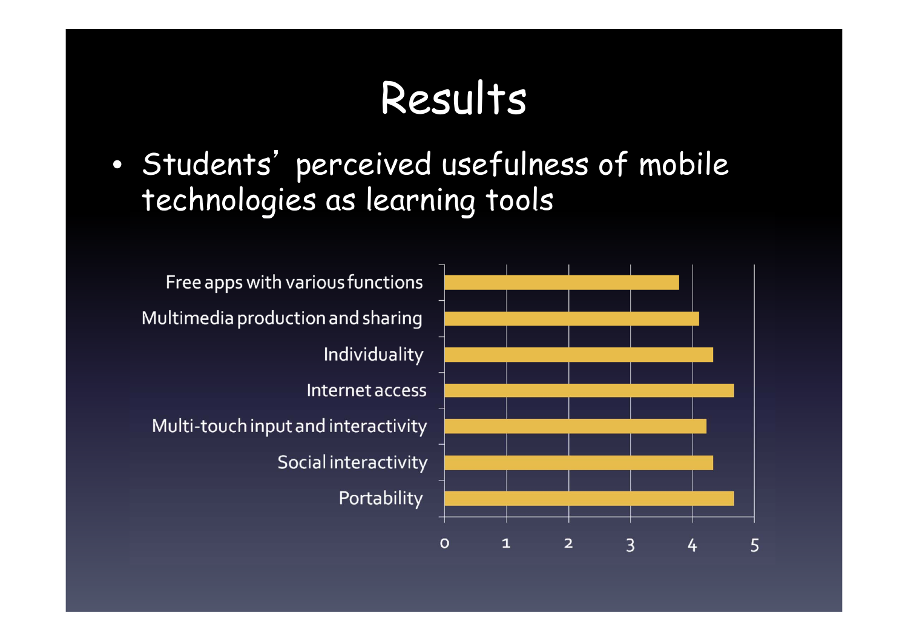# Results

- Students' perceived usefulness of mobile technologies as learning tools

| Item | Value (approx.) |
|---|---|
| Free apps with various functions | 3.8 |
| Multimedia production and sharing | 4.1 |
| Individuality | 4.3 |
| Internet access | 4.7 |
| Multi-touch input and interactivity | 4.2 |
| Social interactivity | 4.3 |
| Portability | 4.7 |

Axis: 0, 1, 2, 3, 4, 5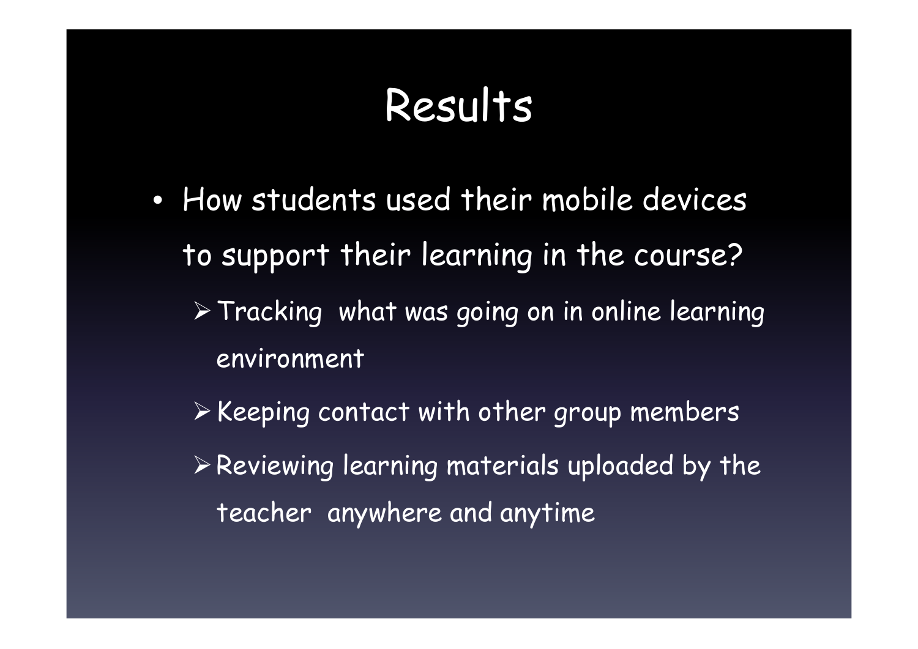# Results

- How students used their mobile devices to support their learning in the course?
  - Tracking what was going on in online learning environment
  - Keeping contact with other group members
  - Reviewing learning materials uploaded by the teacher anywhere and anytime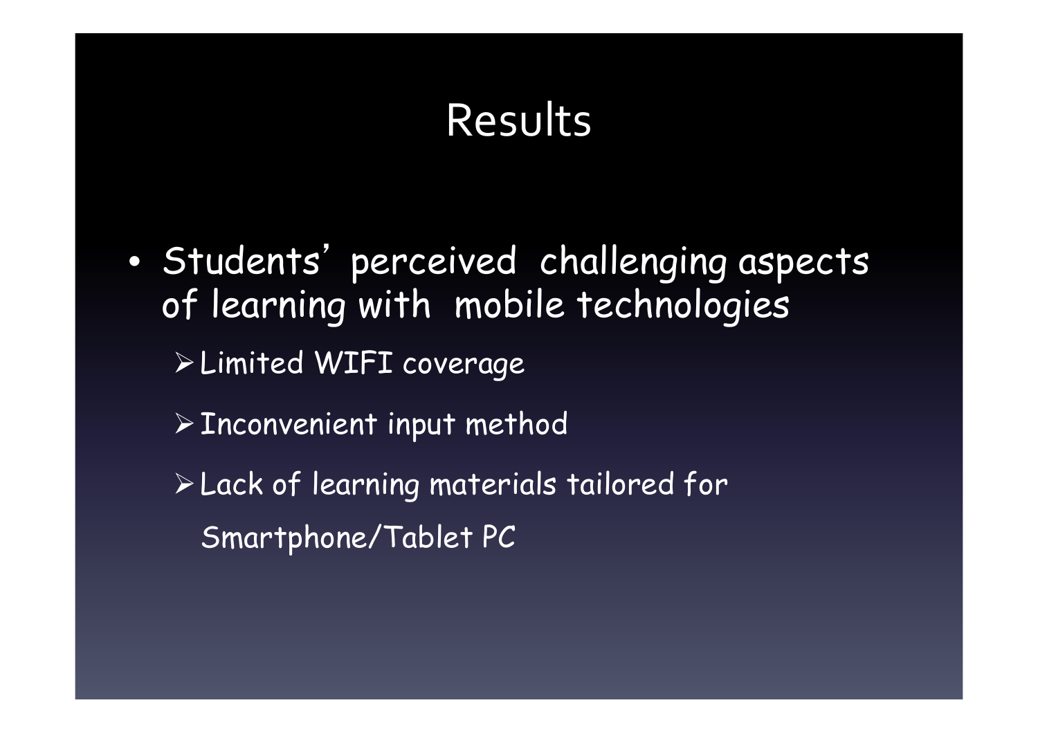# Results

- Students' perceived challenging aspects of learning with mobile technologies
  - Limited WIFI coverage
  - Inconvenient input method
  - Lack of learning materials tailored for Smartphone/Tablet PC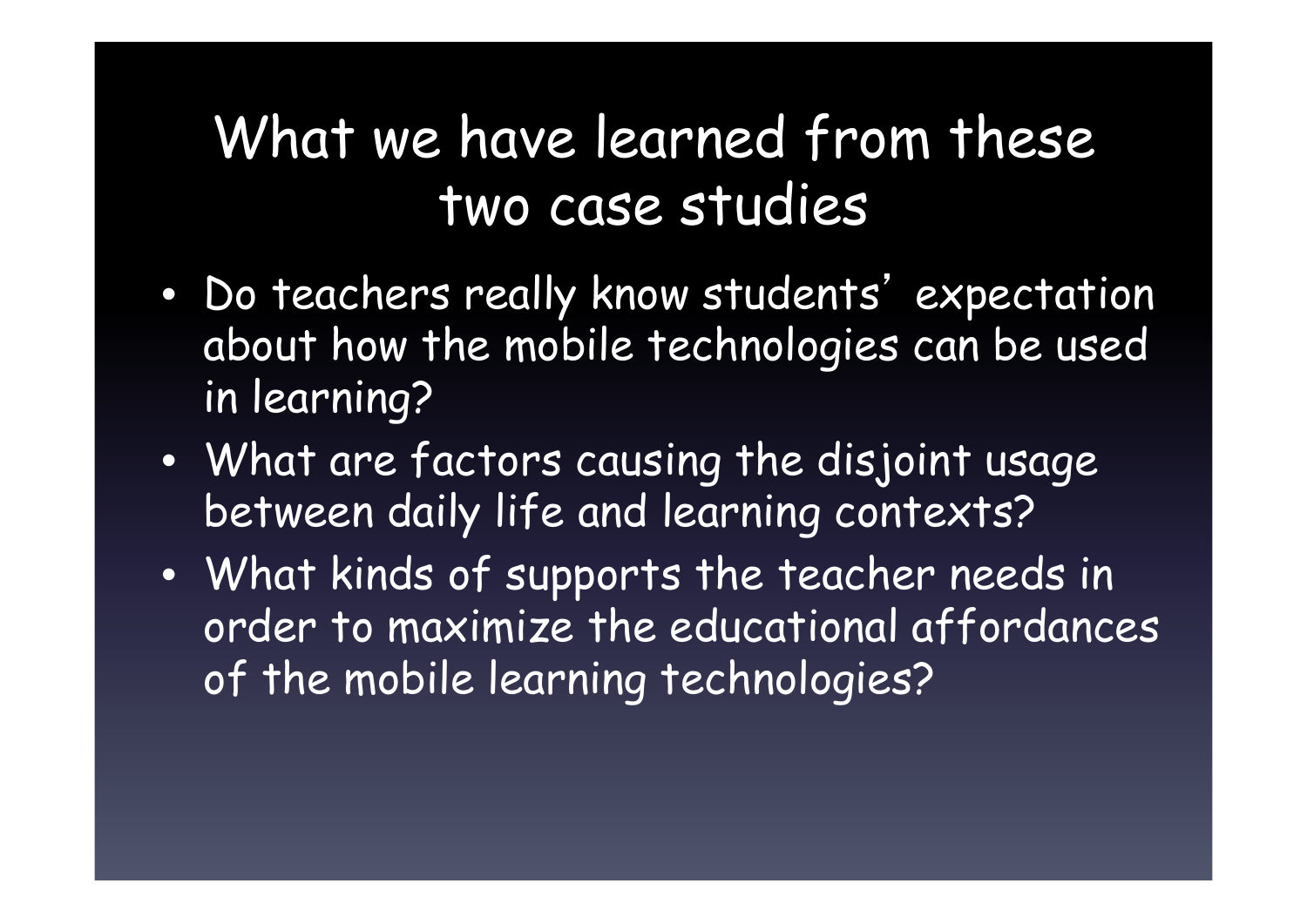# What we have learned from these two case studies

- Do teachers really know students' expectation about how the mobile technologies can be used in learning?
- What are factors causing the disjoint usage between daily life and learning contexts?
- What kinds of supports the teacher needs in order to maximize the educational affordances of the mobile learning technologies?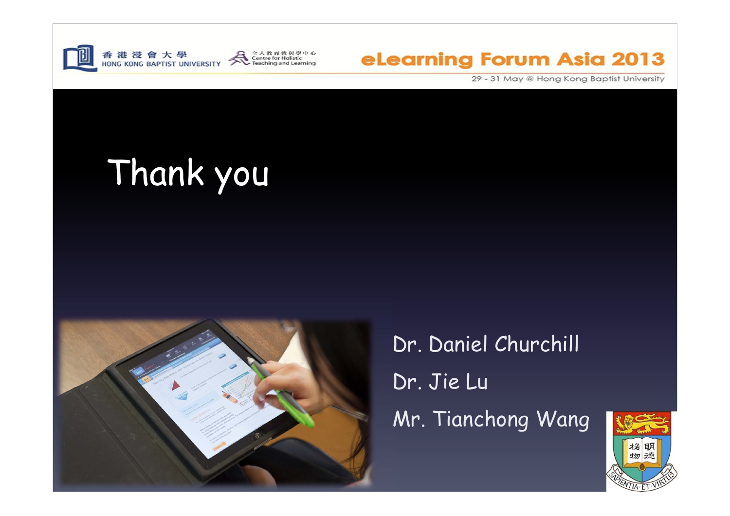# Thank you

Dr. Daniel Churchill

Dr. Jie Lu

Mr. Tianchong Wang